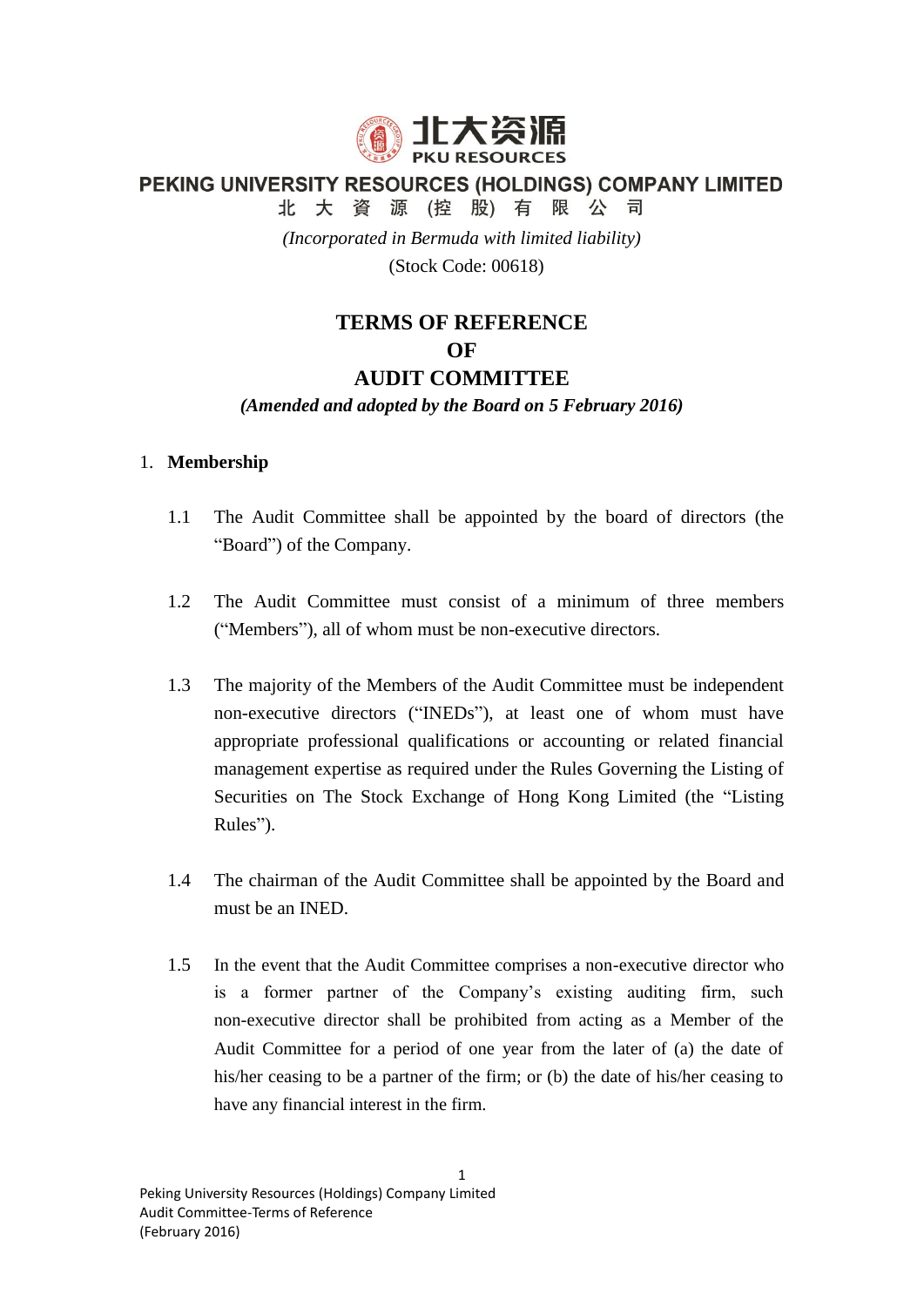北大资源
PKU RESOURCES

**PEKING UNIVERSITY RESOURCES (HOLDINGS) COMPANY LIMITED**
**北 大 資 源 (控 股) 有 限 公 司**

*(Incorporated in Bermuda with limited liability)*

(Stock Code: 00618)

# TERMS OF REFERENCE
# OF
# AUDIT COMMITTEE

***(Amended and adopted by the Board on 5 February 2016)***

1. **Membership**

    1.1 The Audit Committee shall be appointed by the board of directors (the "Board") of the Company.

    1.2 The Audit Committee must consist of a minimum of three members ("Members"), all of whom must be non-executive directors.

    1.3 The majority of the Members of the Audit Committee must be independent non-executive directors ("INEDs"), at least one of whom must have appropriate professional qualifications or accounting or related financial management expertise as required under the Rules Governing the Listing of Securities on The Stock Exchange of Hong Kong Limited (the "Listing Rules").

    1.4 The chairman of the Audit Committee shall be appointed by the Board and must be an INED.

    1.5 In the event that the Audit Committee comprises a non-executive director who is a former partner of the Company's existing auditing firm, such non-executive director shall be prohibited from acting as a Member of the Audit Committee for a period of one year from the later of (a) the date of his/her ceasing to be a partner of the firm; or (b) the date of his/her ceasing to have any financial interest in the firm.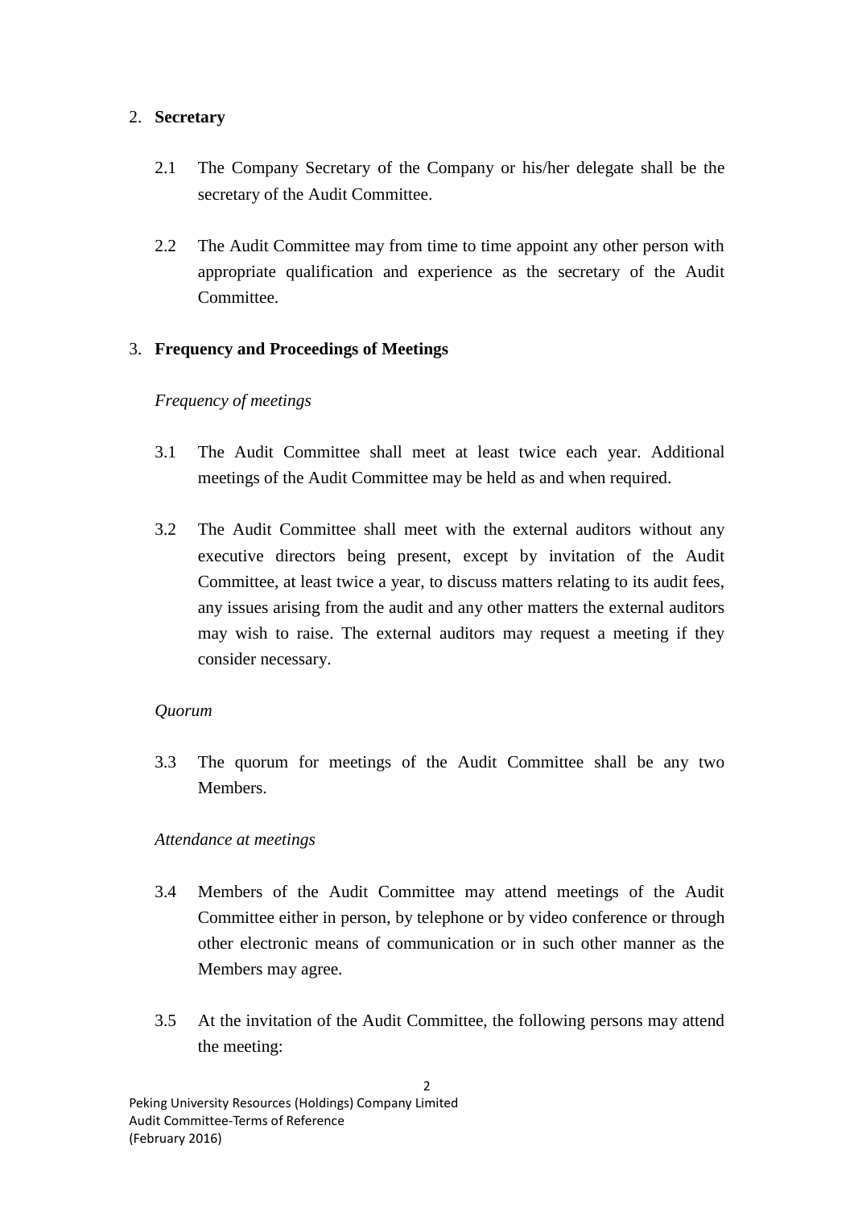2. **Secretary**

    2.1 The Company Secretary of the Company or his/her delegate shall be the secretary of the Audit Committee.

    2.2 The Audit Committee may from time to time appoint any other person with appropriate qualification and experience as the secretary of the Audit Committee.

3. **Frequency and Proceedings of Meetings**

    *Frequency of meetings*

    3.1 The Audit Committee shall meet at least twice each year. Additional meetings of the Audit Committee may be held as and when required.

    3.2 The Audit Committee shall meet with the external auditors without any executive directors being present, except by invitation of the Audit Committee, at least twice a year, to discuss matters relating to its audit fees, any issues arising from the audit and any other matters the external auditors may wish to raise. The external auditors may request a meeting if they consider necessary.

    *Quorum*

    3.3 The quorum for meetings of the Audit Committee shall be any two Members.

    *Attendance at meetings*

    3.4 Members of the Audit Committee may attend meetings of the Audit Committee either in person, by telephone or by video conference or through other electronic means of communication or in such other manner as the Members may agree.

    3.5 At the invitation of the Audit Committee, the following persons may attend the meeting: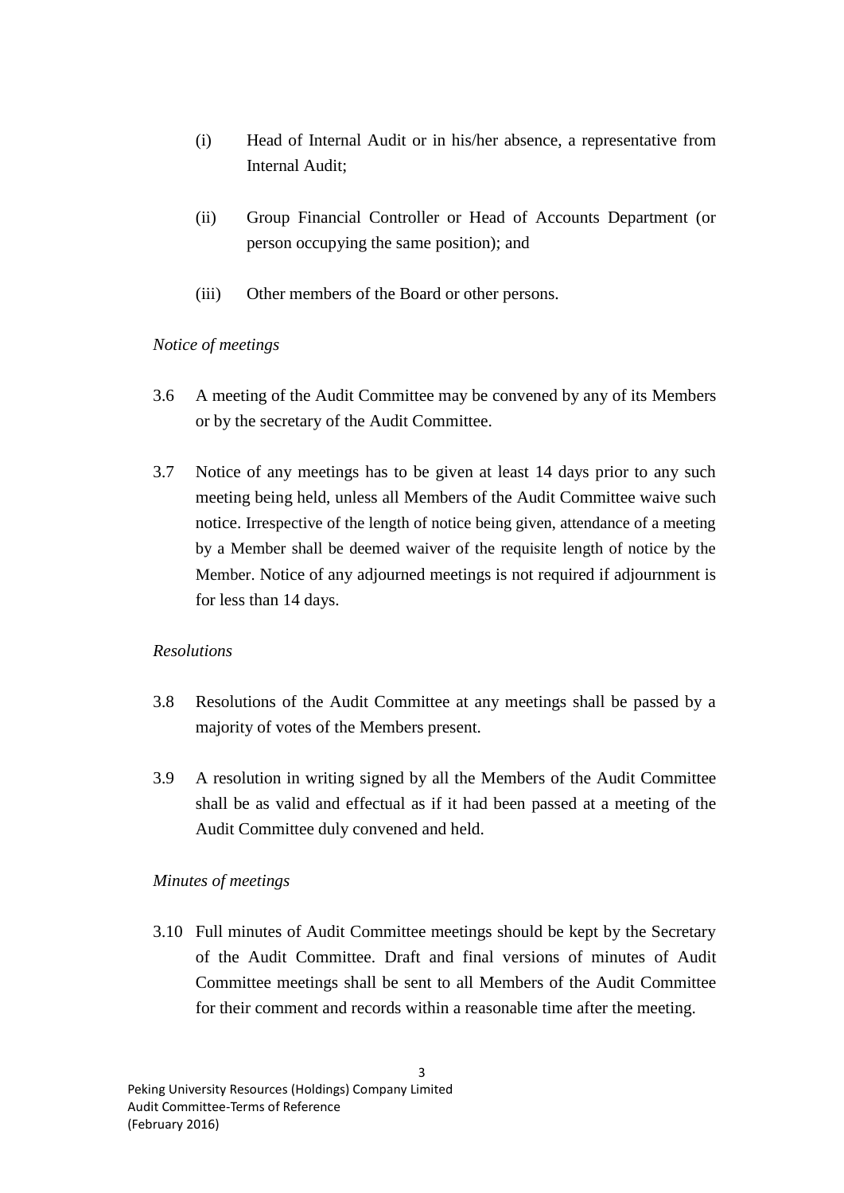(i) Head of Internal Audit or in his/her absence, a representative from Internal Audit;

(ii) Group Financial Controller or Head of Accounts Department (or person occupying the same position); and

(iii) Other members of the Board or other persons.

*Notice of meetings*

3.6 A meeting of the Audit Committee may be convened by any of its Members or by the secretary of the Audit Committee.

3.7 Notice of any meetings has to be given at least 14 days prior to any such meeting being held, unless all Members of the Audit Committee waive such notice. Irrespective of the length of notice being given, attendance of a meeting by a Member shall be deemed waiver of the requisite length of notice by the Member. Notice of any adjourned meetings is not required if adjournment is for less than 14 days.

*Resolutions*

3.8 Resolutions of the Audit Committee at any meetings shall be passed by a majority of votes of the Members present.

3.9 A resolution in writing signed by all the Members of the Audit Committee shall be as valid and effectual as if it had been passed at a meeting of the Audit Committee duly convened and held.

*Minutes of meetings*

3.10 Full minutes of Audit Committee meetings should be kept by the Secretary of the Audit Committee. Draft and final versions of minutes of Audit Committee meetings shall be sent to all Members of the Audit Committee for their comment and records within a reasonable time after the meeting.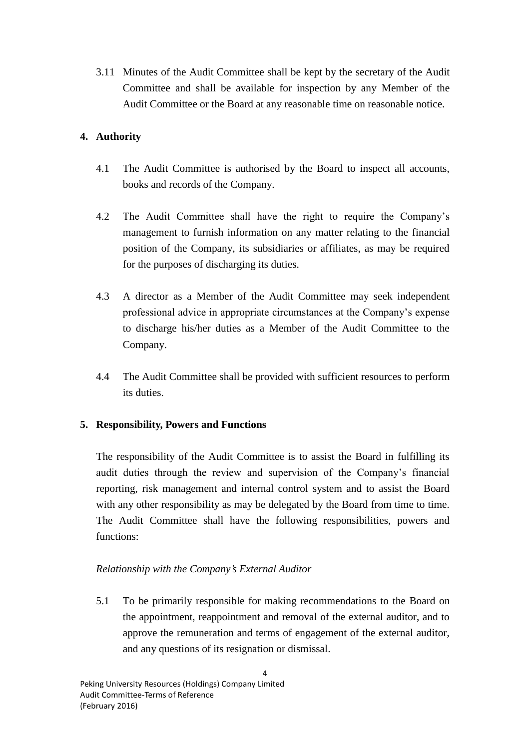3.11 Minutes of the Audit Committee shall be kept by the secretary of the Audit Committee and shall be available for inspection by any Member of the Audit Committee or the Board at any reasonable time on reasonable notice.

## 4. Authority

4.1 The Audit Committee is authorised by the Board to inspect all accounts, books and records of the Company.

4.2 The Audit Committee shall have the right to require the Company's management to furnish information on any matter relating to the financial position of the Company, its subsidiaries or affiliates, as may be required for the purposes of discharging its duties.

4.3 A director as a Member of the Audit Committee may seek independent professional advice in appropriate circumstances at the Company's expense to discharge his/her duties as a Member of the Audit Committee to the Company.

4.4 The Audit Committee shall be provided with sufficient resources to perform its duties.

## 5. Responsibility, Powers and Functions

The responsibility of the Audit Committee is to assist the Board in fulfilling its audit duties through the review and supervision of the Company's financial reporting, risk management and internal control system and to assist the Board with any other responsibility as may be delegated by the Board from time to time. The Audit Committee shall have the following responsibilities, powers and functions:

*Relationship with the Company's External Auditor*

5.1 To be primarily responsible for making recommendations to the Board on the appointment, reappointment and removal of the external auditor, and to approve the remuneration and terms of engagement of the external auditor, and any questions of its resignation or dismissal.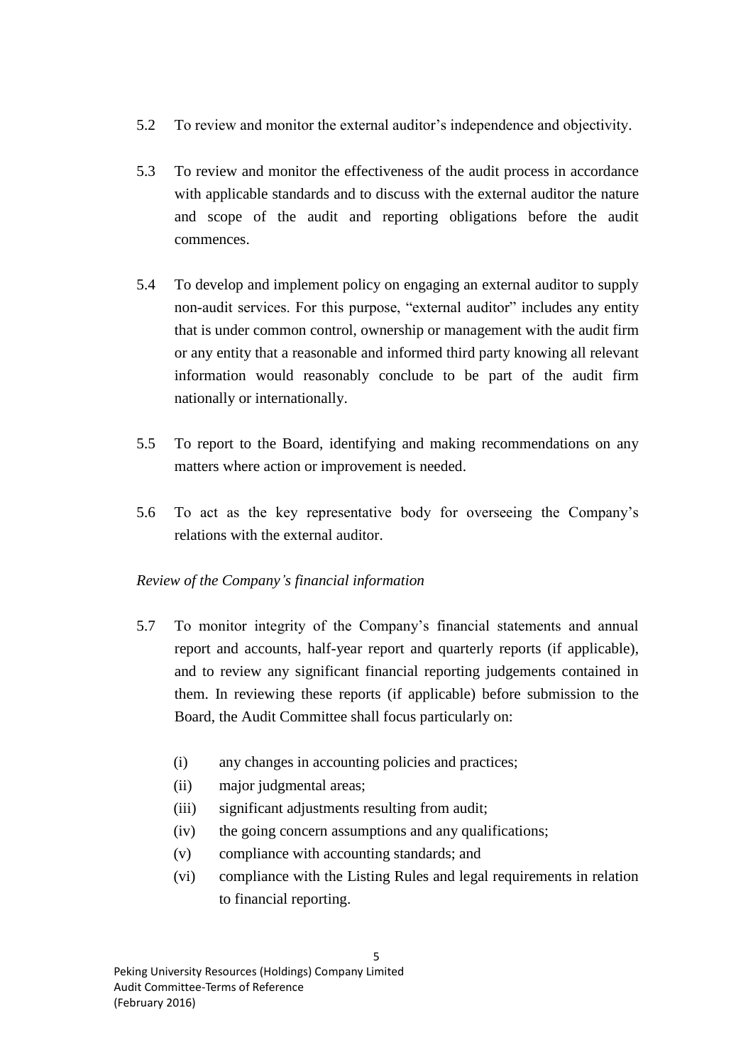5.2 To review and monitor the external auditor's independence and objectivity.

5.3 To review and monitor the effectiveness of the audit process in accordance with applicable standards and to discuss with the external auditor the nature and scope of the audit and reporting obligations before the audit commences.

5.4 To develop and implement policy on engaging an external auditor to supply non-audit services. For this purpose, "external auditor" includes any entity that is under common control, ownership or management with the audit firm or any entity that a reasonable and informed third party knowing all relevant information would reasonably conclude to be part of the audit firm nationally or internationally.

5.5 To report to the Board, identifying and making recommendations on any matters where action or improvement is needed.

5.6 To act as the key representative body for overseeing the Company's relations with the external auditor.

*Review of the Company's financial information*

5.7 To monitor integrity of the Company's financial statements and annual report and accounts, half-year report and quarterly reports (if applicable), and to review any significant financial reporting judgements contained in them. In reviewing these reports (if applicable) before submission to the Board, the Audit Committee shall focus particularly on:

   (i) any changes in accounting policies and practices;
   (ii) major judgmental areas;
   (iii) significant adjustments resulting from audit;
   (iv) the going concern assumptions and any qualifications;
   (v) compliance with accounting standards; and
   (vi) compliance with the Listing Rules and legal requirements in relation to financial reporting.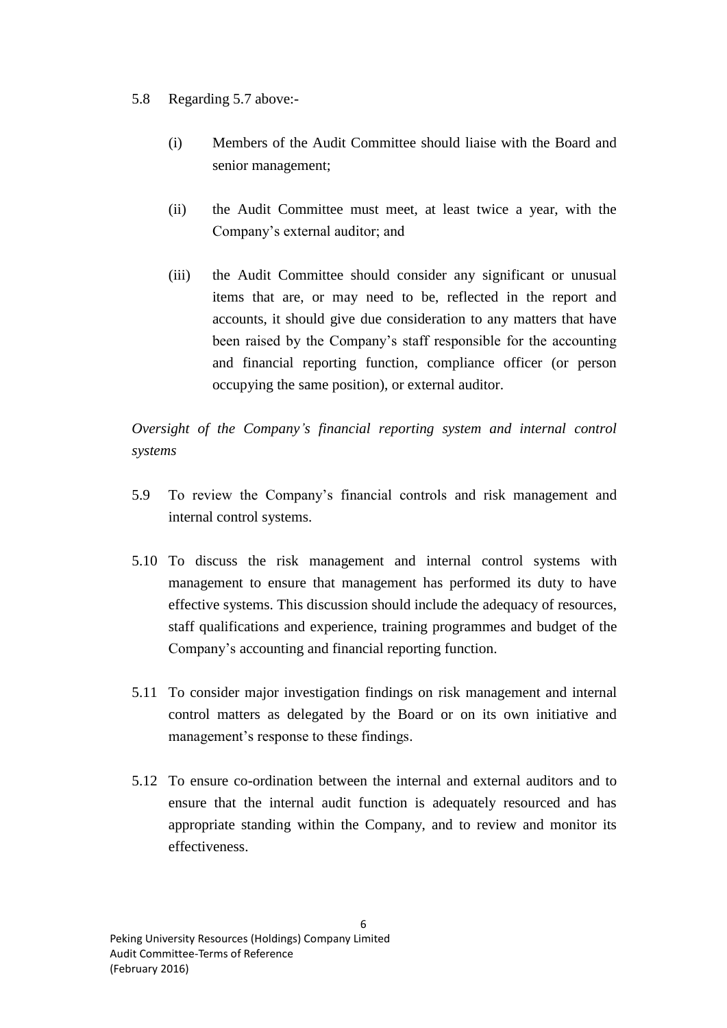5.8 Regarding 5.7 above:-

(i) Members of the Audit Committee should liaise with the Board and senior management;

(ii) the Audit Committee must meet, at least twice a year, with the Company's external auditor; and

(iii) the Audit Committee should consider any significant or unusual items that are, or may need to be, reflected in the report and accounts, it should give due consideration to any matters that have been raised by the Company's staff responsible for the accounting and financial reporting function, compliance officer (or person occupying the same position), or external auditor.

*Oversight of the Company's financial reporting system and internal control systems*

5.9 To review the Company's financial controls and risk management and internal control systems.

5.10 To discuss the risk management and internal control systems with management to ensure that management has performed its duty to have effective systems. This discussion should include the adequacy of resources, staff qualifications and experience, training programmes and budget of the Company's accounting and financial reporting function.

5.11 To consider major investigation findings on risk management and internal control matters as delegated by the Board or on its own initiative and management's response to these findings.

5.12 To ensure co-ordination between the internal and external auditors and to ensure that the internal audit function is adequately resourced and has appropriate standing within the Company, and to review and monitor its effectiveness.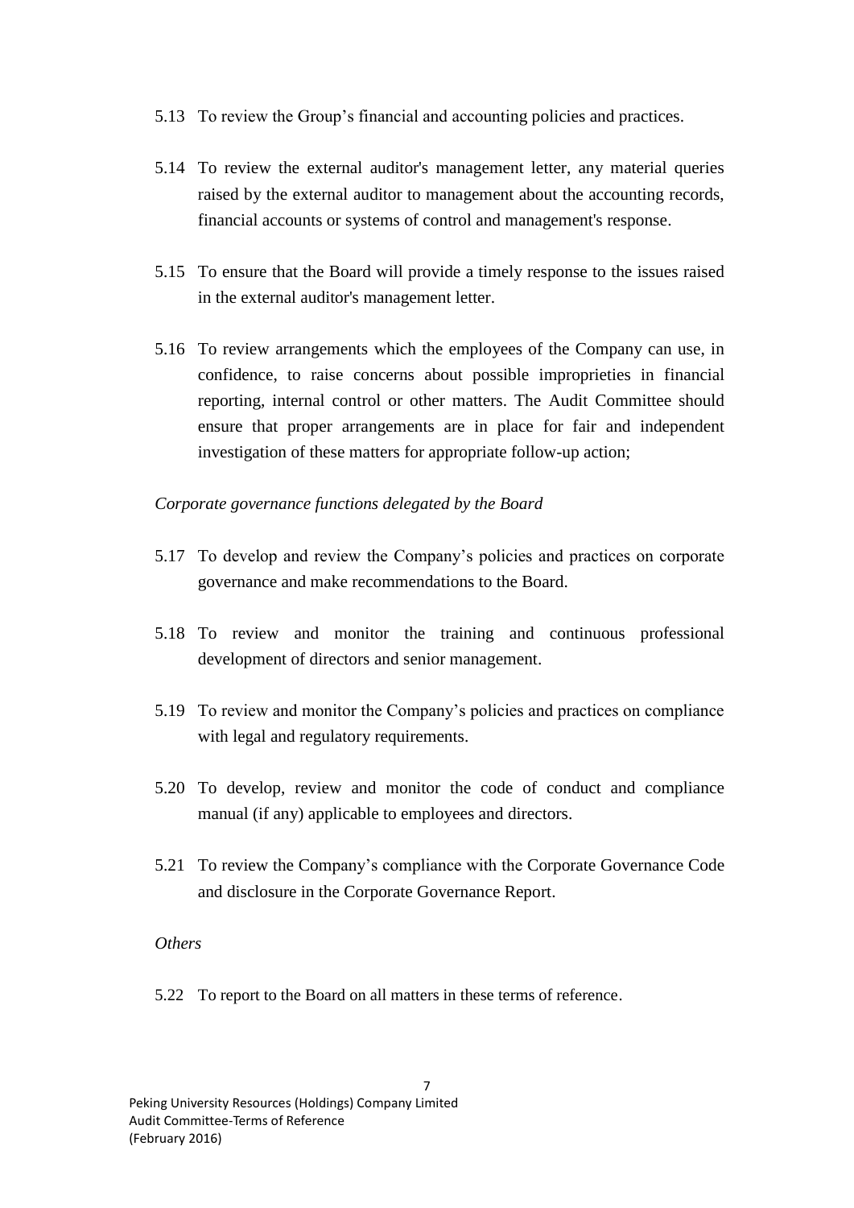5.13 To review the Group's financial and accounting policies and practices.

5.14 To review the external auditor's management letter, any material queries raised by the external auditor to management about the accounting records, financial accounts or systems of control and management's response.

5.15 To ensure that the Board will provide a timely response to the issues raised in the external auditor's management letter.

5.16 To review arrangements which the employees of the Company can use, in confidence, to raise concerns about possible improprieties in financial reporting, internal control or other matters. The Audit Committee should ensure that proper arrangements are in place for fair and independent investigation of these matters for appropriate follow-up action;

*Corporate governance functions delegated by the Board*

5.17 To develop and review the Company's policies and practices on corporate governance and make recommendations to the Board.

5.18 To review and monitor the training and continuous professional development of directors and senior management.

5.19 To review and monitor the Company's policies and practices on compliance with legal and regulatory requirements.

5.20 To develop, review and monitor the code of conduct and compliance manual (if any) applicable to employees and directors.

5.21 To review the Company's compliance with the Corporate Governance Code and disclosure in the Corporate Governance Report.

*Others*

5.22 To report to the Board on all matters in these terms of reference.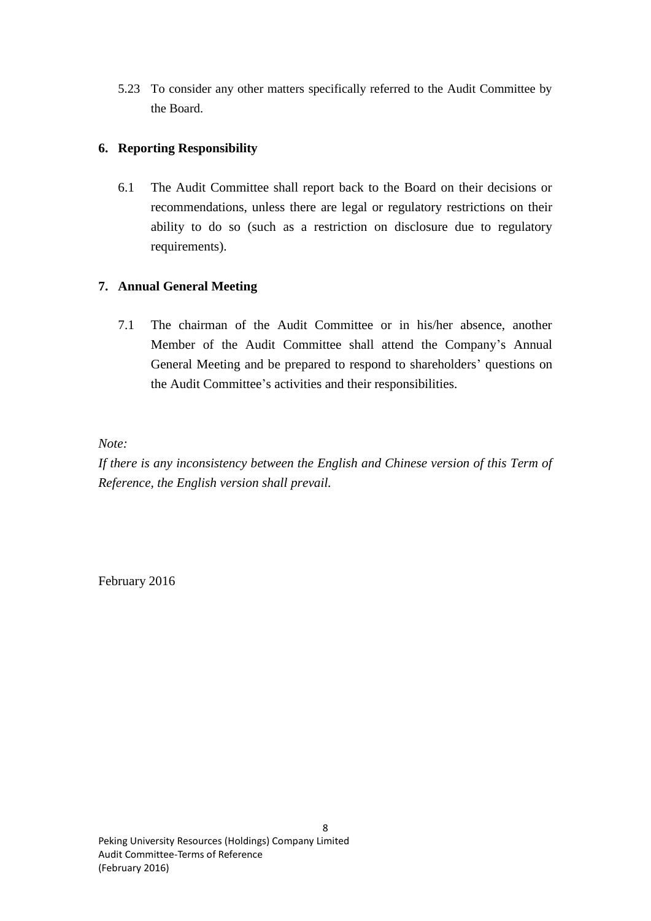5.23 To consider any other matters specifically referred to the Audit Committee by the Board.

## 6. Reporting Responsibility

6.1 The Audit Committee shall report back to the Board on their decisions or recommendations, unless there are legal or regulatory restrictions on their ability to do so (such as a restriction on disclosure due to regulatory requirements).

## 7. Annual General Meeting

7.1 The chairman of the Audit Committee or in his/her absence, another Member of the Audit Committee shall attend the Company's Annual General Meeting and be prepared to respond to shareholders' questions on the Audit Committee's activities and their responsibilities.

*Note:*
*If there is any inconsistency between the English and Chinese version of this Term of Reference, the English version shall prevail.*

February 2016